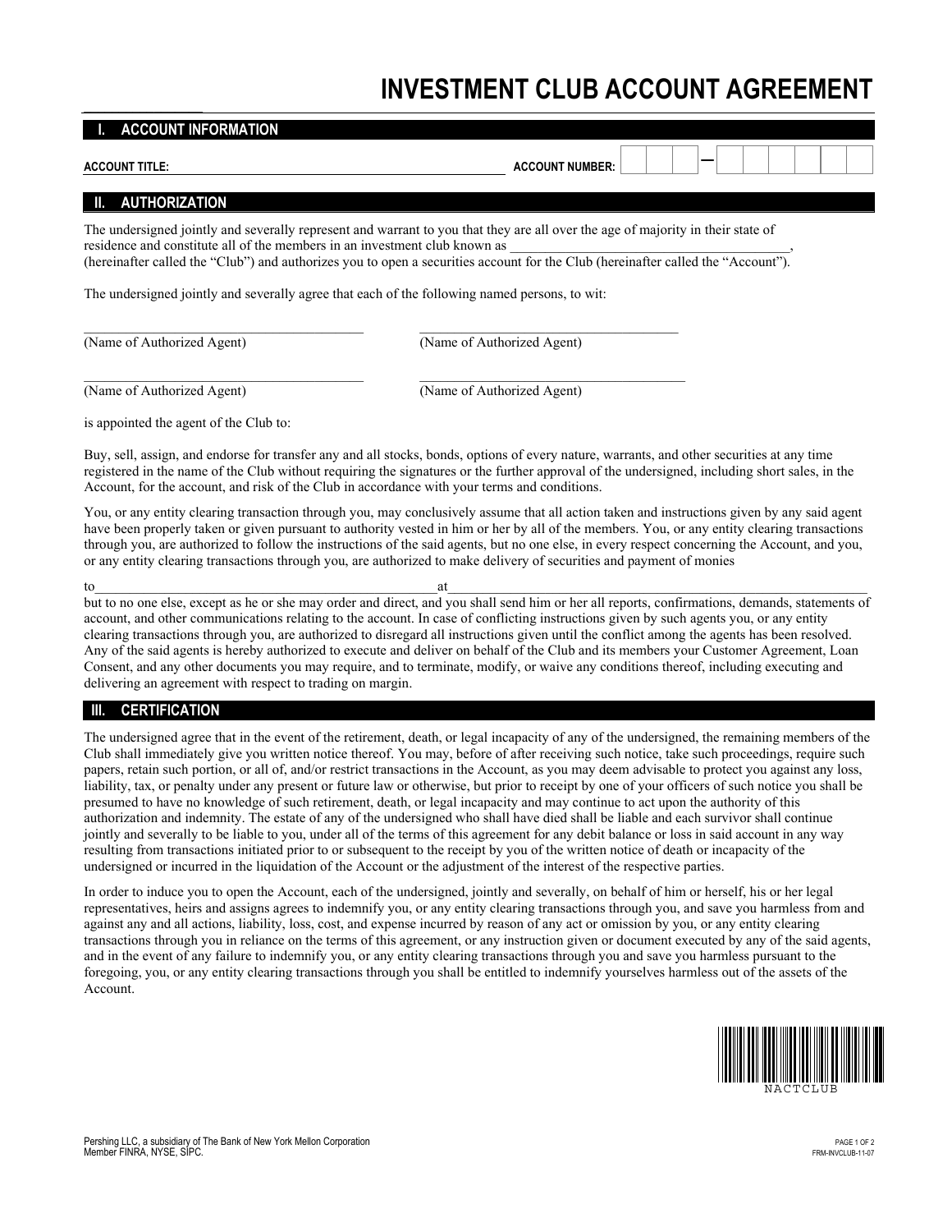# INVESTMENT CLUB ACCOUNT AGREEMENT

## I. ACCOUNT INFORMATION

**ACCOUNT TITLE:** ______________________________ **ACCOUNT NUMBER:** ____ — ______

## II. AUTHORIZATION

The undersigned jointly and severally represent and warrant to you that they are all over the age of majority in their state of residence and constitute all of the members in an investment club known as ________________________________________, (hereinafter called the "Club") and authorizes you to open a securities account for the Club (hereinafter called the "Account").

The undersigned jointly and severally agree that each of the following named persons, to wit:

| | |
|---|---|
| ________________________________ | ________________________________ |
| (Name of Authorized Agent) | (Name of Authorized Agent) |
| ________________________________ | ________________________________ |
| (Name of Authorized Agent) | (Name of Authorized Agent) |

is appointed the agent of the Club to:

Buy, sell, assign, and endorse for transfer any and all stocks, bonds, options of every nature, warrants, and other securities at any time registered in the name of the Club without requiring the signatures or the further approval of the undersigned, including short sales, in the Account, for the account, and risk of the Club in accordance with your terms and conditions.

You, or any entity clearing transaction through you, may conclusively assume that all action taken and instructions given by any said agent have been properly taken or given pursuant to authority vested in him or her by all of the members. You, or any entity clearing transactions through you, are authorized to follow the instructions of the said agents, but no one else, in every respect concerning the Account, and you, or any entity clearing transactions through you, are authorized to make delivery of securities and payment of monies

to________________________________________________at________________________________________________________ but to no one else, except as he or she may order and direct, and you shall send him or her all reports, confirmations, demands, statements of account, and other communications relating to the account. In case of conflicting instructions given by such agents you, or any entity clearing transactions through you, are authorized to disregard all instructions given until the conflict among the agents has been resolved. Any of the said agents is hereby authorized to execute and deliver on behalf of the Club and its members your Customer Agreement, Loan Consent, and any other documents you may require, and to terminate, modify, or waive any conditions thereof, including executing and delivering an agreement with respect to trading on margin.

## III. CERTIFICATION

The undersigned agree that in the event of the retirement, death, or legal incapacity of any of the undersigned, the remaining members of the Club shall immediately give you written notice thereof. You may, before of after receiving such notice, take such proceedings, require such papers, retain such portion, or all of, and/or restrict transactions in the Account, as you may deem advisable to protect you against any loss, liability, tax, or penalty under any present or future law or otherwise, but prior to receipt by one of your officers of such notice you shall be presumed to have no knowledge of such retirement, death, or legal incapacity and may continue to act upon the authority of this authorization and indemnity. The estate of any of the undersigned who shall have died shall be liable and each survivor shall continue jointly and severally to be liable to you, under all of the terms of this agreement for any debit balance or loss in said account in any way resulting from transactions initiated prior to or subsequent to the receipt by you of the written notice of death or incapacity of the undersigned or incurred in the liquidation of the Account or the adjustment of the interest of the respective parties.

In order to induce you to open the Account, each of the undersigned, jointly and severally, on behalf of him or herself, his or her legal representatives, heirs and assigns agrees to indemnify you, or any entity clearing transactions through you, and save you harmless from and against any and all actions, liability, loss, cost, and expense incurred by reason of any act or omission by you, or any entity clearing transactions through you in reliance on the terms of this agreement, or any instruction given or document executed by any of the said agents, and in the event of any failure to indemnify you, or any entity clearing transactions through you and save you harmless pursuant to the foregoing, you, or any entity clearing transactions through you shall be entitled to indemnify yourselves harmless out of the assets of the Account.

NACTCLUB

Pershing LLC, a subsidiary of The Bank of New York Mellon Corporation
Member FINRA, NYSE, SIPC.

FRM-INVCLUB-11-07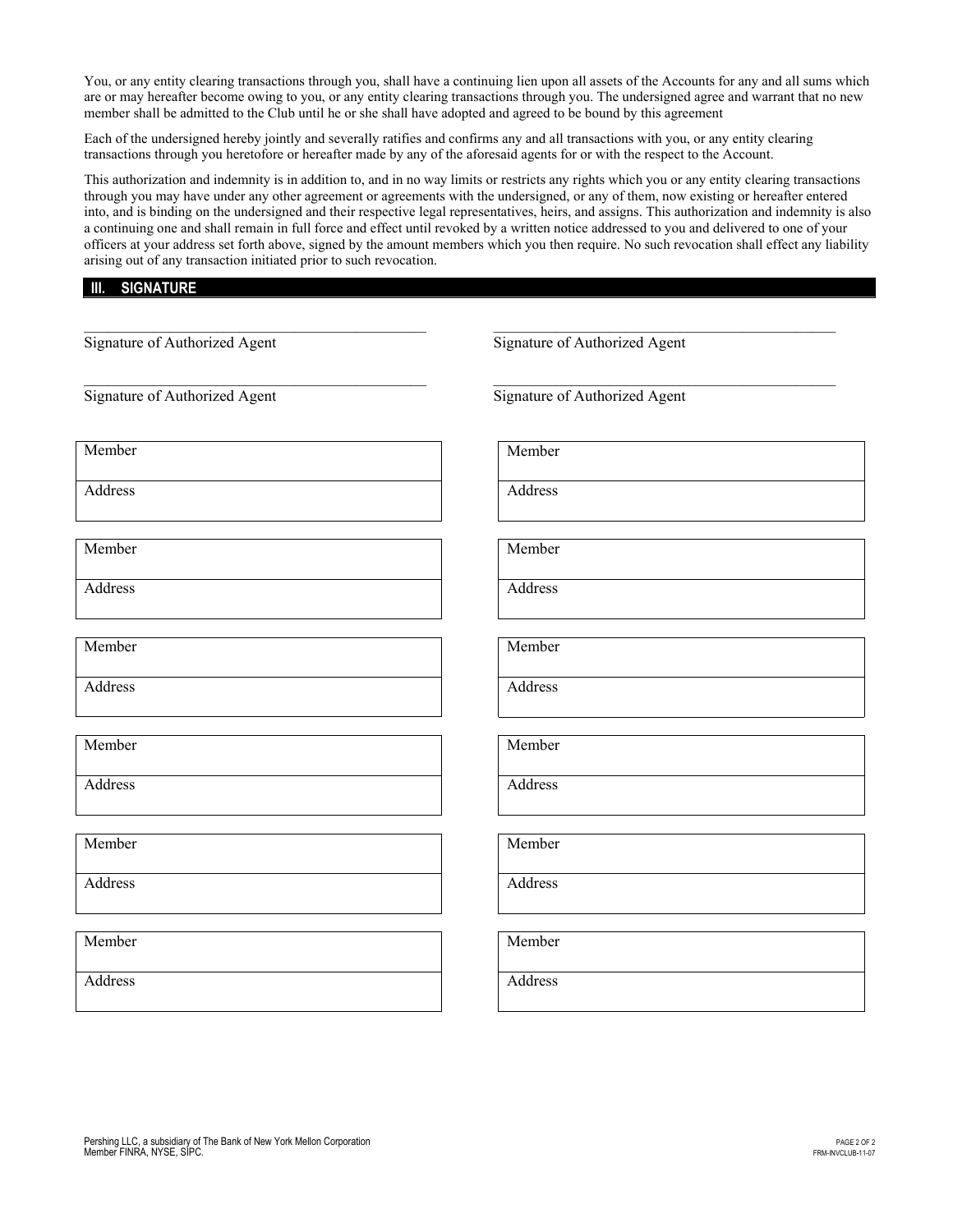You, or any entity clearing transactions through you, shall have a continuing lien upon all assets of the Accounts for any and all sums which are or may hereafter become owing to you, or any entity clearing transactions through you. The undersigned agree and warrant that no new member shall be admitted to the Club until he or she shall have adopted and agreed to be bound by this agreement

Each of the undersigned hereby jointly and severally ratifies and confirms any and all transactions with you, or any entity clearing transactions through you heretofore or hereafter made by any of the aforesaid agents for or with the respect to the Account.

This authorization and indemnity is in addition to, and in no way limits or restricts any rights which you or any entity clearing transactions through you may have under any other agreement or agreements with the undersigned, or any of them, now existing or hereafter entered into, and is binding on the undersigned and their respective legal representatives, heirs, and assigns. This authorization and indemnity is also a continuing one and shall remain in full force and effect until revoked by a written notice addressed to you and delivered to one of your officers at your address set forth above, signed by the amount members which you then require. No such revocation shall effect any liability arising out of any transaction initiated prior to such revocation.

## III. SIGNATURE

_______________________________________
Signature of Authorized Agent

_______________________________________
Signature of Authorized Agent

_______________________________________
Signature of Authorized Agent

_______________________________________
Signature of Authorized Agent

| | |
|---|---|
| Member | Member |
| Address | Address |
| Member | Member |
| Address | Address |
| Member | Member |
| Address | Address |
| Member | Member |
| Address | Address |
| Member | Member |
| Address | Address |
| Member | Member |
| Address | Address |

Pershing LLC, a subsidiary of The Bank of New York Mellon Corporation
Member FINRA, NYSE, SIPC.

FRM-INVCLUB-11-07